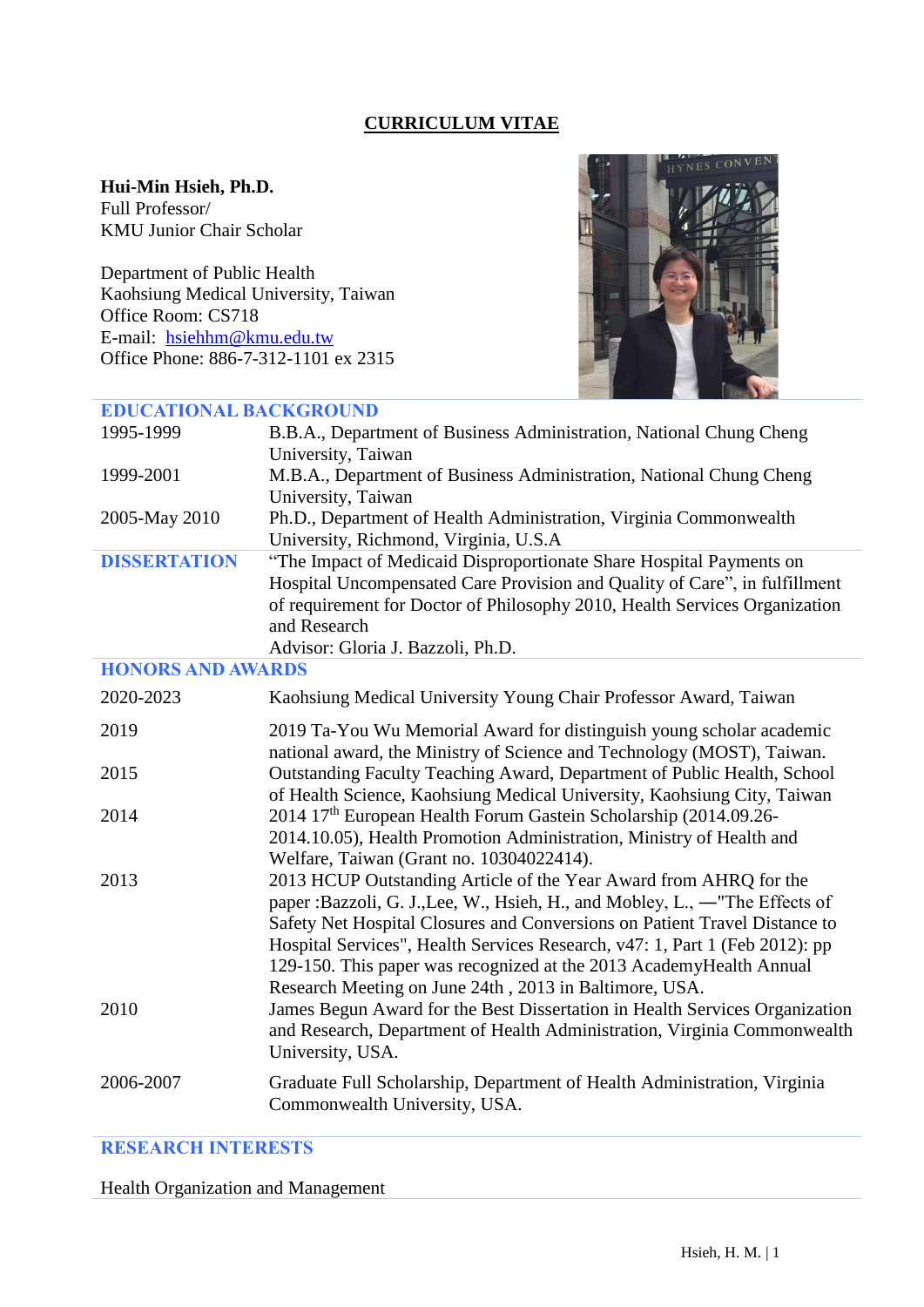# CURRICULUM VITAE

**Hui-Min Hsieh, Ph.D.**
Full Professor/
KMU Junior Chair Scholar

Department of Public Health
Kaohsiung Medical University, Taiwan
Office Room: CS718
E-mail: hsiehhm@kmu.edu.tw
Office Phone: 886-7-312-1101 ex 2315

## EDUCATIONAL BACKGROUND

| | |
|---|---|
| 1995-1999 | B.B.A., Department of Business Administration, National Chung Cheng University, Taiwan |
| 1999-2001 | M.B.A., Department of Business Administration, National Chung Cheng University, Taiwan |
| 2005-May 2010 | Ph.D., Department of Health Administration, Virginia Commonwealth University, Richmond, Virginia, U.S.A |

## DISSERTATION

"The Impact of Medicaid Disproportionate Share Hospital Payments on Hospital Uncompensated Care Provision and Quality of Care", in fulfillment of requirement for Doctor of Philosophy 2010, Health Services Organization and Research
Advisor: Gloria J. Bazzoli, Ph.D.

## HONORS AND AWARDS

| | |
|---|---|
| 2020-2023 | Kaohsiung Medical University Young Chair Professor Award, Taiwan |
| 2019 | 2019 Ta-You Wu Memorial Award for distinguish young scholar academic national award, the Ministry of Science and Technology (MOST), Taiwan. |
| 2015 | Outstanding Faculty Teaching Award, Department of Public Health, School of Health Science, Kaohsiung Medical University, Kaohsiung City, Taiwan |
| 2014 | 2014 17th European Health Forum Gastein Scholarship (2014.09.26-2014.10.05), Health Promotion Administration, Ministry of Health and Welfare, Taiwan (Grant no. 10304022414). |
| 2013 | 2013 HCUP Outstanding Article of the Year Award from AHRQ for the paper :Bazzoli, G. J.,Lee, W., Hsieh, H., and Mobley, L., ―"The Effects of Safety Net Hospital Closures and Conversions on Patient Travel Distance to Hospital Services", Health Services Research, v47: 1, Part 1 (Feb 2012): pp 129-150. This paper was recognized at the 2013 AcademyHealth Annual Research Meeting on June 24th , 2013 in Baltimore, USA. |
| 2010 | James Begun Award for the Best Dissertation in Health Services Organization and Research, Department of Health Administration, Virginia Commonwealth University, USA. |
| 2006-2007 | Graduate Full Scholarship, Department of Health Administration, Virginia Commonwealth University, USA. |

## RESEARCH INTERESTS

Health Organization and Management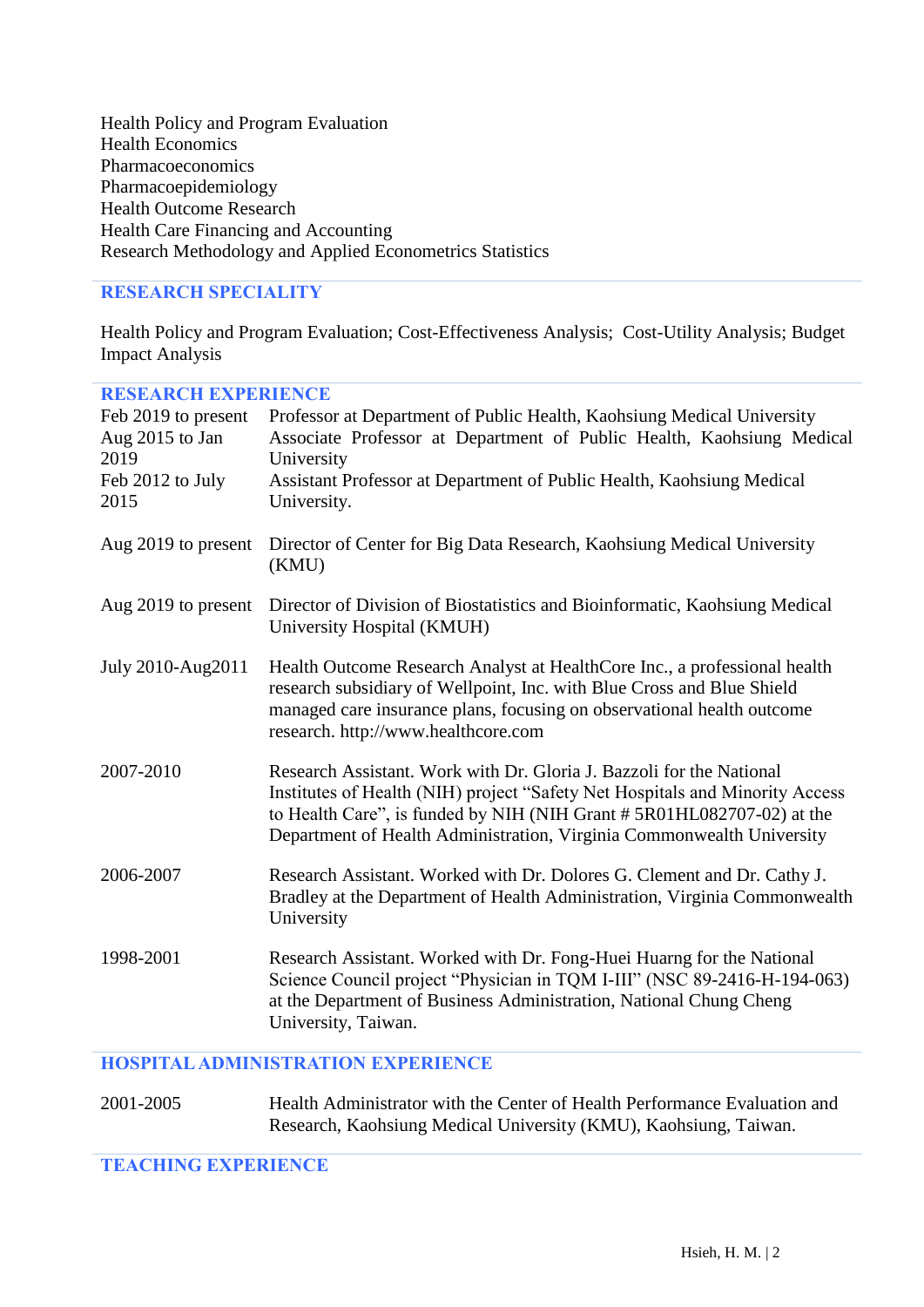Health Policy and Program Evaluation
Health Economics
Pharmacoeconomics
Pharmacoepidemiology
Health Outcome Research
Health Care Financing and Accounting
Research Methodology and Applied Econometrics Statistics

## RESEARCH SPECIALITY

Health Policy and Program Evaluation; Cost-Effectiveness Analysis; Cost-Utility Analysis; Budget Impact Analysis

## RESEARCH EXPERIENCE

| | |
|---|---|
| Feb 2019 to present | Professor at Department of Public Health, Kaohsiung Medical University |
| Aug 2015 to Jan 2019 | Associate Professor at Department of Public Health, Kaohsiung Medical University |
| Feb 2012 to July 2015 | Assistant Professor at Department of Public Health, Kaohsiung Medical University. |
| Aug 2019 to present | Director of Center for Big Data Research, Kaohsiung Medical University (KMU) |
| Aug 2019 to present | Director of Division of Biostatistics and Bioinformatic, Kaohsiung Medical University Hospital (KMUH) |
| July 2010-Aug2011 | Health Outcome Research Analyst at HealthCore Inc., a professional health research subsidiary of Wellpoint, Inc. with Blue Cross and Blue Shield managed care insurance plans, focusing on observational health outcome research. http://www.healthcore.com |
| 2007-2010 | Research Assistant. Work with Dr. Gloria J. Bazzoli for the National Institutes of Health (NIH) project "Safety Net Hospitals and Minority Access to Health Care", is funded by NIH (NIH Grant # 5R01HL082707-02) at the Department of Health Administration, Virginia Commonwealth University |
| 2006-2007 | Research Assistant. Worked with Dr. Dolores G. Clement and Dr. Cathy J. Bradley at the Department of Health Administration, Virginia Commonwealth University |
| 1998-2001 | Research Assistant. Worked with Dr. Fong-Huei Huarng for the National Science Council project "Physician in TQM I-III" (NSC 89-2416-H-194-063) at the Department of Business Administration, National Chung Cheng University, Taiwan. |

## HOSPITAL ADMINISTRATION EXPERIENCE

| | |
|---|---|
| 2001-2005 | Health Administrator with the Center of Health Performance Evaluation and Research, Kaohsiung Medical University (KMU), Kaohsiung, Taiwan. |

## TEACHING EXPERIENCE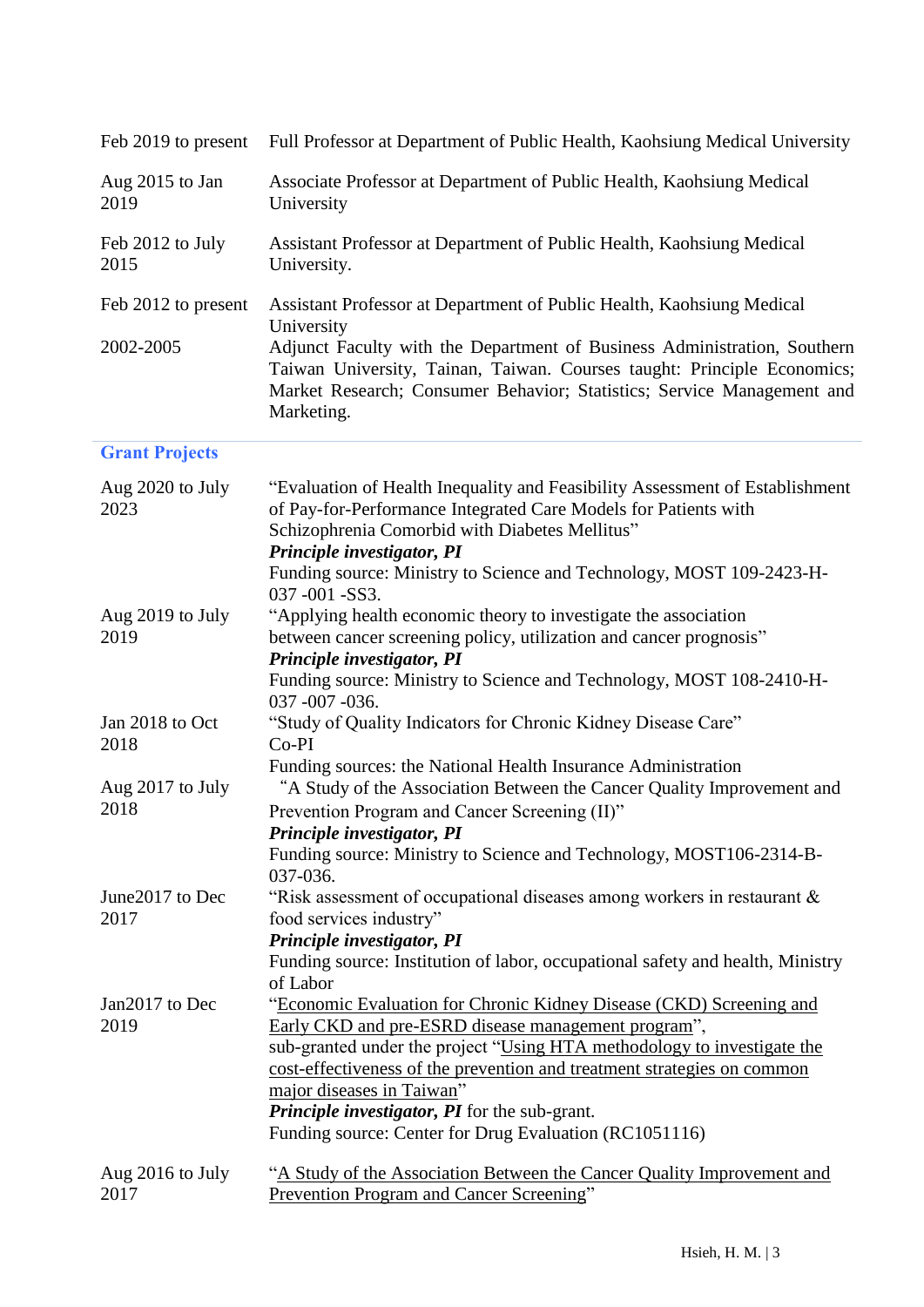| | |
|---|---|
| Feb 2019 to present | Full Professor at Department of Public Health, Kaohsiung Medical University |
| Aug 2015 to Jan 2019 | Associate Professor at Department of Public Health, Kaohsiung Medical University |
| Feb 2012 to July 2015 | Assistant Professor at Department of Public Health, Kaohsiung Medical University. |
| Feb 2012 to present | Assistant Professor at Department of Public Health, Kaohsiung Medical University |
| 2002-2005 | Adjunct Faculty with the Department of Business Administration, Southern Taiwan University, Tainan, Taiwan. Courses taught: Principle Economics; Market Research; Consumer Behavior; Statistics; Service Management and Marketing. |

## Grant Projects

| | |
|---|---|
| Aug 2020 to July 2023 | "Evaluation of Health Inequality and Feasibility Assessment of Establishment of Pay-for-Performance Integrated Care Models for Patients with Schizophrenia Comorbid with Diabetes Mellitus"<br>***Principle investigator, PI***<br>Funding source: Ministry to Science and Technology, MOST 109-2423-H-037 -001 -SS3. |
| Aug 2019 to July 2019 | "Applying health economic theory to investigate the association between cancer screening policy, utilization and cancer prognosis"<br>***Principle investigator, PI***<br>Funding source: Ministry to Science and Technology, MOST 108-2410-H-037 -007 -036. |
| Jan 2018 to Oct 2018 | "Study of Quality Indicators for Chronic Kidney Disease Care"<br>Co-PI<br>Funding sources: the National Health Insurance Administration |
| Aug 2017 to July 2018 | "A Study of the Association Between the Cancer Quality Improvement and Prevention Program and Cancer Screening (II)"<br>***Principle investigator, PI***<br>Funding source: Ministry to Science and Technology, MOST106-2314-B-037-036. |
| June2017 to Dec 2017 | "Risk assessment of occupational diseases among workers in restaurant & food services industry"<br>***Principle investigator, PI***<br>Funding source: Institution of labor, occupational safety and health, Ministry of Labor |
| Jan2017 to Dec 2019 | "Economic Evaluation for Chronic Kidney Disease (CKD) Screening and Early CKD and pre-ESRD disease management program",<br>sub-granted under the project "Using HTA methodology to investigate the cost-effectiveness of the prevention and treatment strategies on common major diseases in Taiwan"<br>***Principle investigator, PI*** for the sub-grant.<br>Funding source: Center for Drug Evaluation (RC1051116) |
| Aug 2016 to July 2017 | "A Study of the Association Between the Cancer Quality Improvement and Prevention Program and Cancer Screening" |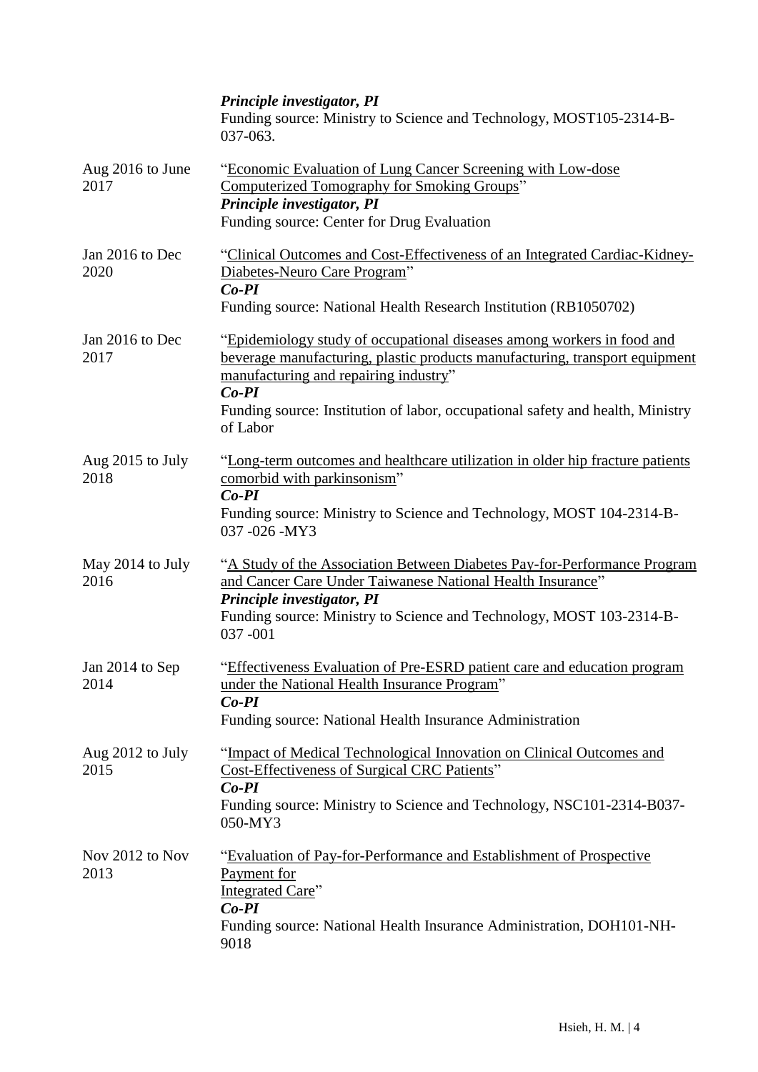*Principle investigator, PI*
Funding source: Ministry to Science and Technology, MOST105-2314-B-037-063.

Aug 2016 to June 2017
"Economic Evaluation of Lung Cancer Screening with Low-dose Computerized Tomography for Smoking Groups"
*Principle investigator, PI*
Funding source: Center for Drug Evaluation

Jan 2016 to Dec 2020
"Clinical Outcomes and Cost-Effectiveness of an Integrated Cardiac-Kidney-Diabetes-Neuro Care Program"
*Co-PI*
Funding source: National Health Research Institution (RB1050702)

Jan 2016 to Dec 2017
"Epidemiology study of occupational diseases among workers in food and beverage manufacturing, plastic products manufacturing, transport equipment manufacturing and repairing industry"
*Co-PI*
Funding source: Institution of labor, occupational safety and health, Ministry of Labor

Aug 2015 to July 2018
"Long-term outcomes and healthcare utilization in older hip fracture patients comorbid with parkinsonism"
*Co-PI*
Funding source: Ministry to Science and Technology, MOST 104-2314-B-037 -026 -MY3

May 2014 to July 2016
"A Study of the Association Between Diabetes Pay-for-Performance Program and Cancer Care Under Taiwanese National Health Insurance"
*Principle investigator, PI*
Funding source: Ministry to Science and Technology, MOST 103-2314-B-037 -001

Jan 2014 to Sep 2014
"Effectiveness Evaluation of Pre-ESRD patient care and education program under the National Health Insurance Program"
*Co-PI*
Funding source: National Health Insurance Administration

Aug 2012 to July 2015
"Impact of Medical Technological Innovation on Clinical Outcomes and Cost-Effectiveness of Surgical CRC Patients"
*Co-PI*
Funding source: Ministry to Science and Technology, NSC101-2314-B037-050-MY3

Nov 2012 to Nov 2013
"Evaluation of Pay-for-Performance and Establishment of Prospective Payment for Integrated Care"
*Co-PI*
Funding source: National Health Insurance Administration, DOH101-NH-9018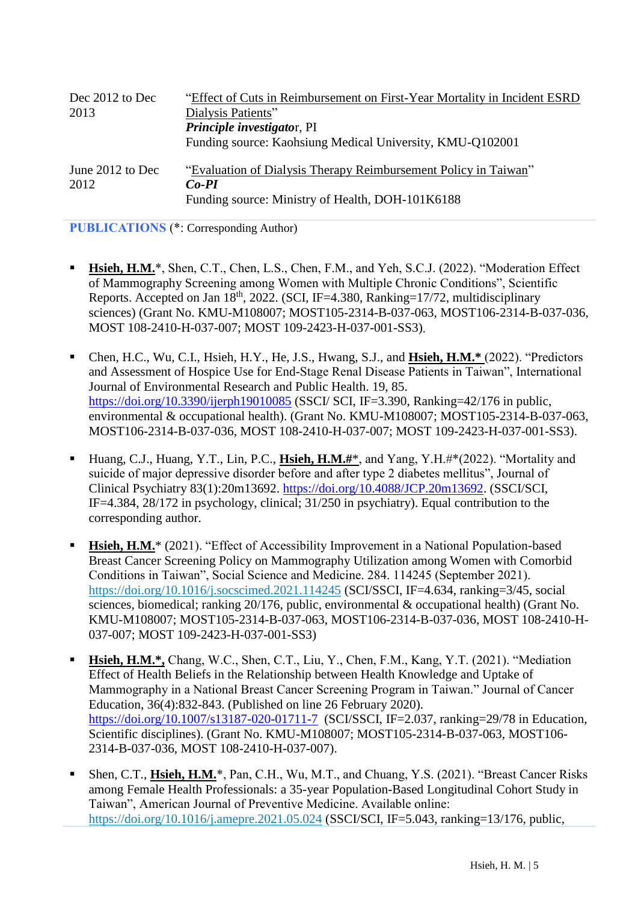| | |
|---|---|
| Dec 2012 to Dec 2013 | "Effect of Cuts in Reimbursement on First-Year Mortality in Incident ESRD Dialysis Patients"<br>***Principle investigato*r, PI**<br>Funding source: Kaohsiung Medical University, KMU-Q102001 |
| June 2012 to Dec 2012 | "Evaluation of Dialysis Therapy Reimbursement Policy in Taiwan"<br>***Co-PI***<br>Funding source: Ministry of Health, DOH-101K6188 |

## PUBLICATIONS (*: Corresponding Author)

- **Hsieh, H.M.***, Shen, C.T., Chen, L.S., Chen, F.M., and Yeh, S.C.J. (2022). "Moderation Effect of Mammography Screening among Women with Multiple Chronic Conditions", Scientific Reports. Accepted on Jan 18th, 2022. (SCI, IF=4.380, Ranking=17/72, multidisciplinary sciences) (Grant No. KMU-M108007; MOST105-2314-B-037-063, MOST106-2314-B-037-036, MOST 108-2410-H-037-007; MOST 109-2423-H-037-001-SS3).

- Chen, H.C., Wu, C.I., Hsieh, H.Y., He, J.S., Hwang, S.J., and **Hsieh, H.M.*** (2022). "Predictors and Assessment of Hospice Use for End-Stage Renal Disease Patients in Taiwan", International Journal of Environmental Research and Public Health. 19, 85. https://doi.org/10.3390/ijerph19010085 (SSCI/ SCI, IF=3.390, Ranking=42/176 in public, environmental & occupational health). (Grant No. KMU-M108007; MOST105-2314-B-037-063, MOST106-2314-B-037-036, MOST 108-2410-H-037-007; MOST 109-2423-H-037-001-SS3).

- Huang, C.J., Huang, Y.T., Lin, P.C., **Hsieh, H.M.#***, and Yang, Y.H.#*(2022). "Mortality and suicide of major depressive disorder before and after type 2 diabetes mellitus", Journal of Clinical Psychiatry 83(1):20m13692. https://doi.org/10.4088/JCP.20m13692. (SSCI/SCI, IF=4.384, 28/172 in psychology, clinical; 31/250 in psychiatry). Equal contribution to the corresponding author.

- **Hsieh, H.M.*** (2021). "Effect of Accessibility Improvement in a National Population-based Breast Cancer Screening Policy on Mammography Utilization among Women with Comorbid Conditions in Taiwan", Social Science and Medicine. 284. 114245 (September 2021). https://doi.org/10.1016/j.socscimed.2021.114245 (SCI/SSCI, IF=4.634, ranking=3/45, social sciences, biomedical; ranking 20/176, public, environmental & occupational health) (Grant No. KMU-M108007; MOST105-2314-B-037-063, MOST106-2314-B-037-036, MOST 108-2410-H-037-007; MOST 109-2423-H-037-001-SS3)

- **Hsieh, H.M.*,** Chang, W.C., Shen, C.T., Liu, Y., Chen, F.M., Kang, Y.T. (2021). "Mediation Effect of Health Beliefs in the Relationship between Health Knowledge and Uptake of Mammography in a National Breast Cancer Screening Program in Taiwan." Journal of Cancer Education, 36(4):832-843. (Published on line 26 February 2020). https://doi.org/10.1007/s13187-020-01711-7 (SCI/SSCI, IF=2.037, ranking=29/78 in Education, Scientific disciplines). (Grant No. KMU-M108007; MOST105-2314-B-037-063, MOST106-2314-B-037-036, MOST 108-2410-H-037-007).

- Shen, C.T., **Hsieh, H.M.***, Pan, C.H., Wu, M.T., and Chuang, Y.S. (2021). "Breast Cancer Risks among Female Health Professionals: a 35-year Population-Based Longitudinal Cohort Study in Taiwan", American Journal of Preventive Medicine. Available online: https://doi.org/10.1016/j.amepre.2021.05.024 (SSCI/SCI, IF=5.043, ranking=13/176, public,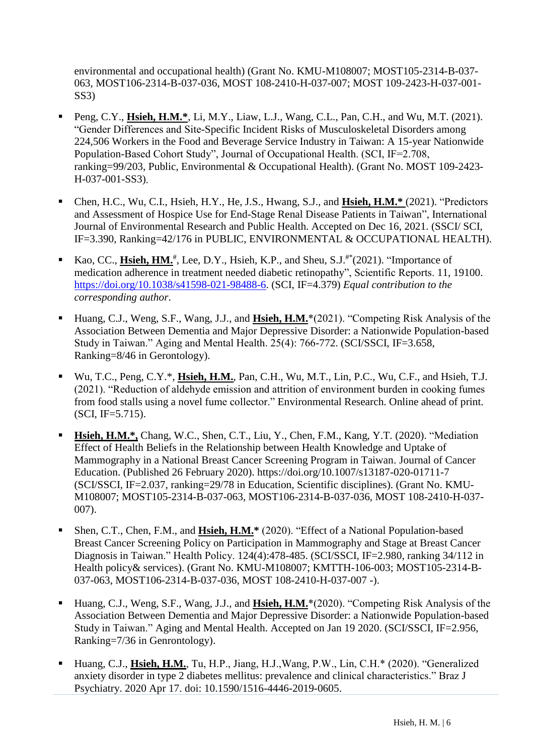environmental and occupational health) (Grant No. KMU-M108007; MOST105-2314-B-037-063, MOST106-2314-B-037-036, MOST 108-2410-H-037-007; MOST 109-2423-H-037-001-SS3)

- Peng, C.Y., **Hsieh, H.M.***, Li, M.Y., Liaw, L.J., Wang, C.L., Pan, C.H., and Wu, M.T. (2021). "Gender Differences and Site-Specific Incident Risks of Musculoskeletal Disorders among 224,506 Workers in the Food and Beverage Service Industry in Taiwan: A 15-year Nationwide Population-Based Cohort Study", Journal of Occupational Health. (SCI, IF=2.708, ranking=99/203, Public, Environmental & Occupational Health). (Grant No. MOST 109-2423-H-037-001-SS3).

- Chen, H.C., Wu, C.I., Hsieh, H.Y., He, J.S., Hwang, S.J., and **Hsieh, H.M.*** (2021). "Predictors and Assessment of Hospice Use for End-Stage Renal Disease Patients in Taiwan", International Journal of Environmental Research and Public Health. Accepted on Dec 16, 2021. (SSCI/ SCI, IF=3.390, Ranking=42/176 in PUBLIC, ENVIRONMENTAL & OCCUPATIONAL HEALTH).

- Kao, CC., **Hsieh, HM.**[#], Lee, D.Y., Hsieh, K.P., and Sheu, S.J.[#*](2021). "Importance of medication adherence in treatment needed diabetic retinopathy", Scientific Reports. 11, 19100. https://doi.org/10.1038/s41598-021-98488-6. (SCI, IF=4.379) *Equal contribution to the corresponding author.*

- Huang, C.J., Weng, S.F., Wang, J.J., and **Hsieh, H.M.***(2021). "Competing Risk Analysis of the Association Between Dementia and Major Depressive Disorder: a Nationwide Population-based Study in Taiwan." Aging and Mental Health. 25(4): 766-772. (SCI/SSCI, IF=3.658, Ranking=8/46 in Gerontology).

- Wu, T.C., Peng, C.Y.*, **Hsieh, H.M.**, Pan, C.H., Wu, M.T., Lin, P.C., Wu, C.F., and Hsieh, T.J. (2021). "Reduction of aldehyde emission and attrition of environment burden in cooking fumes from food stalls using a novel fume collector." Environmental Research. Online ahead of print. (SCI, IF=5.715).

- **Hsieh, H.M.***, Chang, W.C., Shen, C.T., Liu, Y., Chen, F.M., Kang, Y.T. (2020). "Mediation Effect of Health Beliefs in the Relationship between Health Knowledge and Uptake of Mammography in a National Breast Cancer Screening Program in Taiwan. Journal of Cancer Education. (Published 26 February 2020). https://doi.org/10.1007/s13187-020-01711-7 (SCI/SSCI, IF=2.037, ranking=29/78 in Education, Scientific disciplines). (Grant No. KMU-M108007; MOST105-2314-B-037-063, MOST106-2314-B-037-036, MOST 108-2410-H-037-007).

- Shen, C.T., Chen, F.M., and **Hsieh, H.M.*** (2020). "Effect of a National Population-based Breast Cancer Screening Policy on Participation in Mammography and Stage at Breast Cancer Diagnosis in Taiwan." Health Policy. 124(4):478-485. (SCI/SSCI, IF=2.980, ranking 34/112 in Health policy& services). (Grant No. KMU-M108007; KMTTH-106-003; MOST105-2314-B-037-063, MOST106-2314-B-037-036, MOST 108-2410-H-037-007 -).

- Huang, C.J., Weng, S.F., Wang, J.J., and **Hsieh, H.M.***(2020). "Competing Risk Analysis of the Association Between Dementia and Major Depressive Disorder: a Nationwide Population-based Study in Taiwan." Aging and Mental Health. Accepted on Jan 19 2020. (SCI/SSCI, IF=2.956, Ranking=7/36 in Genrontology).

- Huang, C.J., **Hsieh, H.M.**, Tu, H.P., Jiang, H.J.,Wang, P.W., Lin, C.H.* (2020). "Generalized anxiety disorder in type 2 diabetes mellitus: prevalence and clinical characteristics." Braz J Psychiatry. 2020 Apr 17. doi: 10.1590/1516-4446-2019-0605.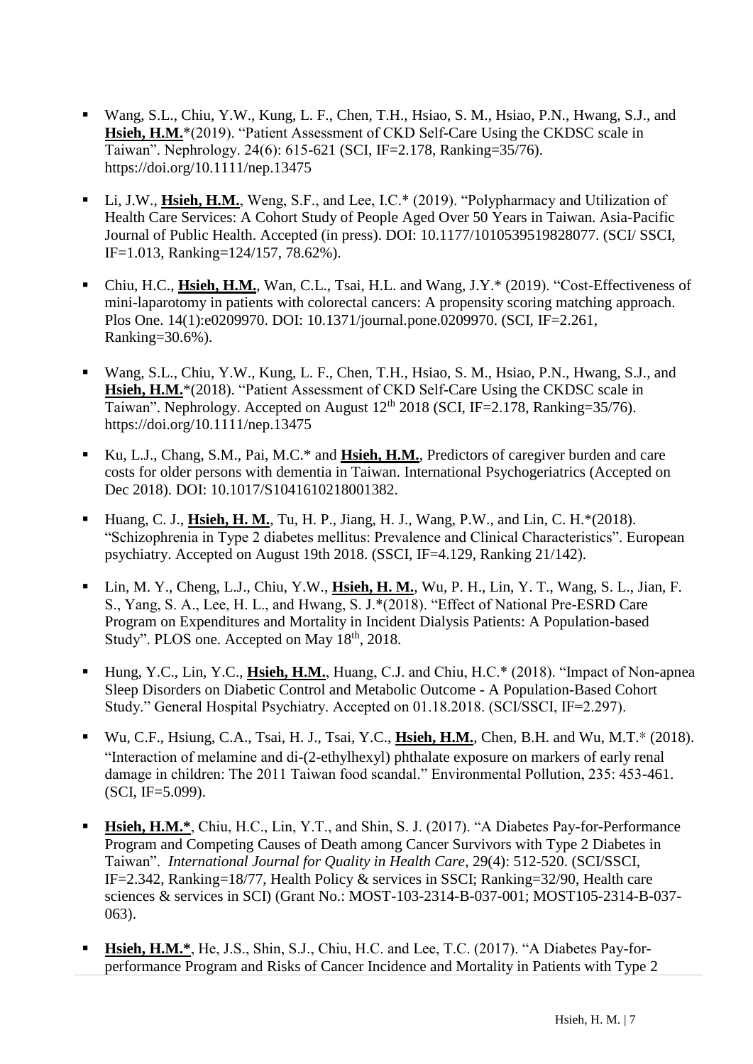- Wang, S.L., Chiu, Y.W., Kung, L. F., Chen, T.H., Hsiao, S. M., Hsiao, P.N., Hwang, S.J., and **Hsieh, H.M.***(2019). "Patient Assessment of CKD Self-Care Using the CKDSC scale in Taiwan". Nephrology. 24(6): 615-621 (SCI, IF=2.178, Ranking=35/76). https://doi.org/10.1111/nep.13475

- Li, J.W., **Hsieh, H.M.**, Weng, S.F., and Lee, I.C.* (2019). "Polypharmacy and Utilization of Health Care Services: A Cohort Study of People Aged Over 50 Years in Taiwan. Asia-Pacific Journal of Public Health. Accepted (in press). DOI: 10.1177/1010539519828077. (SCI/ SSCI, IF=1.013, Ranking=124/157, 78.62%).

- Chiu, H.C., **Hsieh, H.M.**, Wan, C.L., Tsai, H.L. and Wang, J.Y.* (2019). "Cost-Effectiveness of mini-laparotomy in patients with colorectal cancers: A propensity scoring matching approach. Plos One. 14(1):e0209970. DOI: 10.1371/journal.pone.0209970. (SCI, IF=2.261, Ranking=30.6%).

- Wang, S.L., Chiu, Y.W., Kung, L. F., Chen, T.H., Hsiao, S. M., Hsiao, P.N., Hwang, S.J., and **Hsieh, H.M.***(2018). "Patient Assessment of CKD Self-Care Using the CKDSC scale in Taiwan". Nephrology. Accepted on August 12th 2018 (SCI, IF=2.178, Ranking=35/76). https://doi.org/10.1111/nep.13475

- Ku, L.J., Chang, S.M., Pai, M.C.* and **Hsieh, H.M.**, Predictors of caregiver burden and care costs for older persons with dementia in Taiwan. International Psychogeriatrics (Accepted on Dec 2018). DOI: 10.1017/S1041610218001382.

- Huang, C. J., **Hsieh, H. M.**, Tu, H. P., Jiang, H. J., Wang, P.W., and Lin, C. H.*(2018). "Schizophrenia in Type 2 diabetes mellitus: Prevalence and Clinical Characteristics". European psychiatry. Accepted on August 19th 2018. (SSCI, IF=4.129, Ranking 21/142).

- Lin, M. Y., Cheng, L.J., Chiu, Y.W., **Hsieh, H. M.**, Wu, P. H., Lin, Y. T., Wang, S. L., Jian, F. S., Yang, S. A., Lee, H. L., and Hwang, S. J.*(2018). "Effect of National Pre-ESRD Care Program on Expenditures and Mortality in Incident Dialysis Patients: A Population-based Study". PLOS one. Accepted on May 18th, 2018.

- Hung, Y.C., Lin, Y.C., **Hsieh, H.M.**, Huang, C.J. and Chiu, H.C.* (2018). "Impact of Non-apnea Sleep Disorders on Diabetic Control and Metabolic Outcome - A Population-Based Cohort Study." General Hospital Psychiatry. Accepted on 01.18.2018. (SCI/SSCI, IF=2.297).

- Wu, C.F., Hsiung, C.A., Tsai, H. J., Tsai, Y.C., **Hsieh, H.M.**, Chen, B.H. and Wu, M.T.* (2018). "Interaction of melamine and di-(2-ethylhexyl) phthalate exposure on markers of early renal damage in children: The 2011 Taiwan food scandal." Environmental Pollution, 235: 453-461. (SCI, IF=5.099).

- **Hsieh, H.M.***, Chiu, H.C., Lin, Y.T., and Shin, S. J. (2017). "A Diabetes Pay-for-Performance Program and Competing Causes of Death among Cancer Survivors with Type 2 Diabetes in Taiwan". *International Journal for Quality in Health Care*, 29(4): 512-520. (SCI/SSCI, IF=2.342, Ranking=18/77, Health Policy & services in SSCI; Ranking=32/90, Health care sciences & services in SCI) (Grant No.: MOST-103-2314-B-037-001; MOST105-2314-B-037-063).

- **Hsieh, H.M.***, He, J.S., Shin, S.J., Chiu, H.C. and Lee, T.C. (2017). "A Diabetes Pay-for-performance Program and Risks of Cancer Incidence and Mortality in Patients with Type 2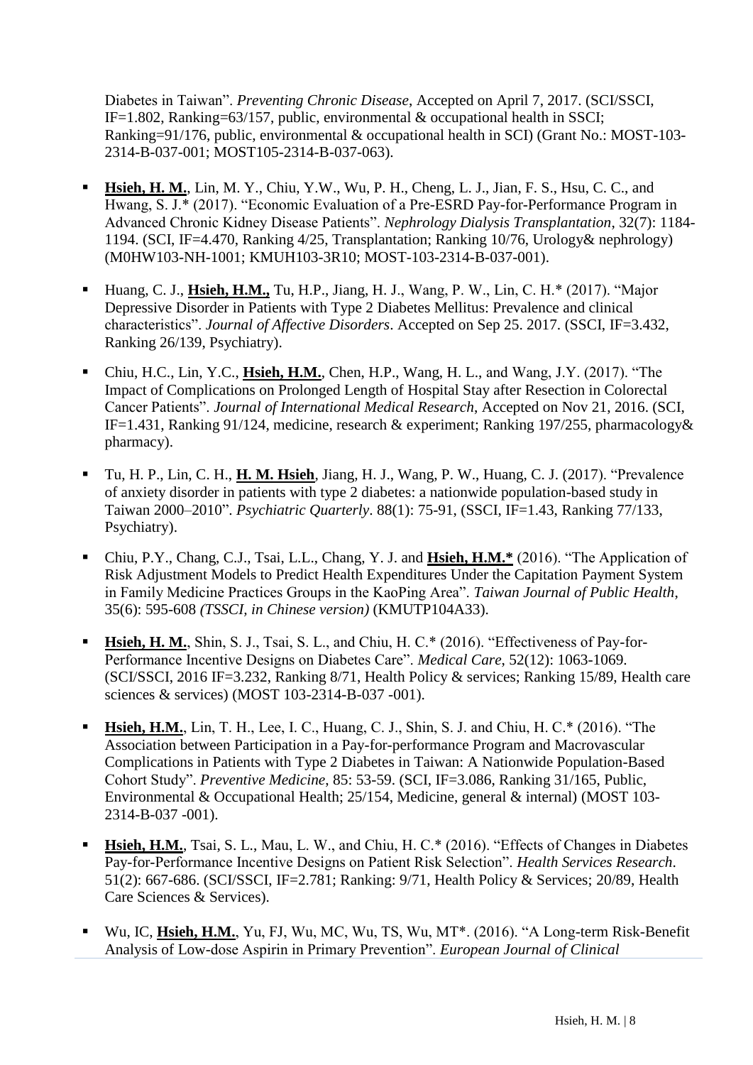Diabetes in Taiwan". *Preventing Chronic Disease*, Accepted on April 7, 2017. (SCI/SSCI, IF=1.802, Ranking=63/157, public, environmental & occupational health in SSCI; Ranking=91/176, public, environmental & occupational health in SCI) (Grant No.: MOST-103-2314-B-037-001; MOST105-2314-B-037-063).

- **Hsieh, H. M.**, Lin, M. Y., Chiu, Y.W., Wu, P. H., Cheng, L. J., Jian, F. S., Hsu, C. C., and Hwang, S. J.* (2017). "Economic Evaluation of a Pre-ESRD Pay-for-Performance Program in Advanced Chronic Kidney Disease Patients". *Nephrology Dialysis Transplantation*, 32(7): 1184-1194. (SCI, IF=4.470, Ranking 4/25, Transplantation; Ranking 10/76, Urology& nephrology) (M0HW103-NH-1001; KMUH103-3R10; MOST-103-2314-B-037-001).
- Huang, C. J., **Hsieh, H.M.,** Tu, H.P., Jiang, H. J., Wang, P. W., Lin, C. H.* (2017). "Major Depressive Disorder in Patients with Type 2 Diabetes Mellitus: Prevalence and clinical characteristics". *Journal of Affective Disorders*. Accepted on Sep 25. 2017. (SSCI, IF=3.432, Ranking 26/139, Psychiatry).
- Chiu, H.C., Lin, Y.C., **Hsieh, H.M.**, Chen, H.P., Wang, H. L., and Wang, J.Y. (2017). "The Impact of Complications on Prolonged Length of Hospital Stay after Resection in Colorectal Cancer Patients". *Journal of International Medical Research*, Accepted on Nov 21, 2016. (SCI, IF=1.431, Ranking 91/124, medicine, research & experiment; Ranking 197/255, pharmacology& pharmacy).
- Tu, H. P., Lin, C. H., **H. M. Hsieh**, Jiang, H. J., Wang, P. W., Huang, C. J. (2017). "Prevalence of anxiety disorder in patients with type 2 diabetes: a nationwide population-based study in Taiwan 2000–2010". *Psychiatric Quarterly*. 88(1): 75-91, (SSCI, IF=1.43, Ranking 77/133, Psychiatry).
- Chiu, P.Y., Chang, C.J., Tsai, L.L., Chang, Y. J. and **Hsieh, H.M.*** (2016). "The Application of Risk Adjustment Models to Predict Health Expenditures Under the Capitation Payment System in Family Medicine Practices Groups in the KaoPing Area". *Taiwan Journal of Public Health*, 35(6): 595-608 *(TSSCI, in Chinese version)* (KMUTP104A33).
- **Hsieh, H. M.**, Shin, S. J., Tsai, S. L., and Chiu, H. C.* (2016). "Effectiveness of Pay-for-Performance Incentive Designs on Diabetes Care". *Medical Care*, 52(12): 1063-1069. (SCI/SSCI, 2016 IF=3.232, Ranking 8/71, Health Policy & services; Ranking 15/89, Health care sciences & services) (MOST 103-2314-B-037 -001).
- **Hsieh, H.M.**, Lin, T. H., Lee, I. C., Huang, C. J., Shin, S. J. and Chiu, H. C.* (2016). "The Association between Participation in a Pay-for-performance Program and Macrovascular Complications in Patients with Type 2 Diabetes in Taiwan: A Nationwide Population-Based Cohort Study". *Preventive Medicine*, 85: 53-59. (SCI, IF=3.086, Ranking 31/165, Public, Environmental & Occupational Health; 25/154, Medicine, general & internal) (MOST 103-2314-B-037 -001).
- **Hsieh, H.M.**, Tsai, S. L., Mau, L. W., and Chiu, H. C.* (2016). "Effects of Changes in Diabetes Pay-for-Performance Incentive Designs on Patient Risk Selection". *Health Services Research*. 51(2): 667-686. (SCI/SSCI, IF=2.781; Ranking: 9/71, Health Policy & Services; 20/89, Health Care Sciences & Services).
- Wu, IC, **Hsieh, H.M.**, Yu, FJ, Wu, MC, Wu, TS, Wu, MT*. (2016). "A Long-term Risk-Benefit Analysis of Low-dose Aspirin in Primary Prevention". *European Journal of Clinical*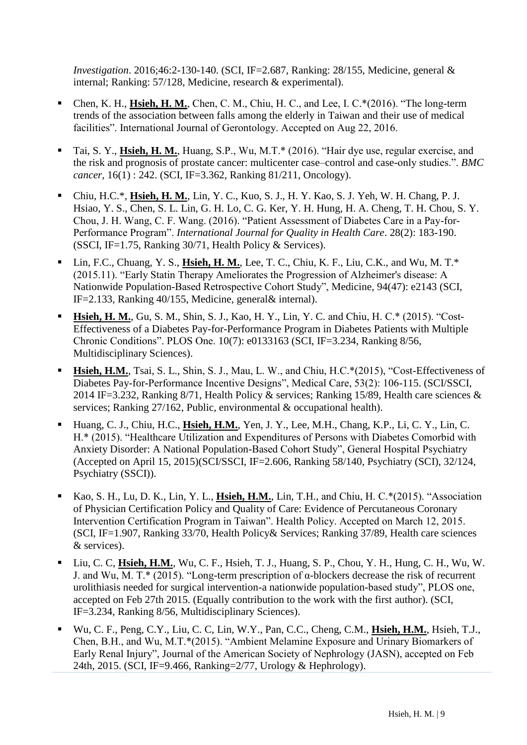*Investigation*. 2016;46:2-130-140. (SCI, IF=2.687, Ranking: 28/155, Medicine, general & internal; Ranking: 57/128, Medicine, research & experimental).

- Chen, K. H., **Hsieh, H. M.**, Chen, C. M., Chiu, H. C., and Lee, I. C.*(2016). "The long-term trends of the association between falls among the elderly in Taiwan and their use of medical facilities". International Journal of Gerontology. Accepted on Aug 22, 2016.
- Tai, S. Y., **Hsieh, H. M.**, Huang, S.P., Wu, M.T.* (2016). "Hair dye use, regular exercise, and the risk and prognosis of prostate cancer: multicenter case–control and case-only studies.". *BMC cancer,* 16(1) : 242. (SCI, IF=3.362, Ranking 81/211, Oncology).
- Chiu, H.C.*, **Hsieh, H. M.**, Lin, Y. C., Kuo, S. J., H. Y. Kao, S. J. Yeh, W. H. Chang, P. J. Hsiao, Y. S., Chen, S. L. Lin, G. H. Lo, C. G. Ker, Y. H. Hung, H. A. Cheng, T. H. Chou, S. Y. Chou, J. H. Wang, C. F. Wang. (2016). "Patient Assessment of Diabetes Care in a Pay-for-Performance Program". *International Journal for Quality in Health Care*. 28(2): 183-190. (SSCI, IF=1.75, Ranking 30/71, Health Policy & Services).
- Lin, F.C., Chuang, Y. S., **Hsieh, H. M.**, Lee, T. C., Chiu, K. F., Liu, C.K., and Wu, M. T.* (2015.11). "Early Statin Therapy Ameliorates the Progression of Alzheimer's disease: A Nationwide Population-Based Retrospective Cohort Study", Medicine, 94(47): e2143 (SCI, IF=2.133, Ranking 40/155, Medicine, general& internal).
- **Hsieh, H. M.**, Gu, S. M., Shin, S. J., Kao, H. Y., Lin, Y. C. and Chiu, H. C.* (2015). "Cost-Effectiveness of a Diabetes Pay-for-Performance Program in Diabetes Patients with Multiple Chronic Conditions". PLOS One. 10(7): e0133163 (SCI, IF=3.234, Ranking 8/56, Multidisciplinary Sciences).
- **Hsieh, H.M.**, Tsai, S. L., Shin, S. J., Mau, L. W., and Chiu, H.C.*(2015), "Cost-Effectiveness of Diabetes Pay-for-Performance Incentive Designs", Medical Care, 53(2): 106-115. (SCI/SSCI, 2014 IF=3.232, Ranking 8/71, Health Policy & services; Ranking 15/89, Health care sciences & services; Ranking 27/162, Public, environmental & occupational health).
- Huang, C. J., Chiu, H.C., **Hsieh, H.M.**, Yen, J. Y., Lee, M.H., Chang, K.P., Li, C. Y., Lin, C. H.* (2015). "Healthcare Utilization and Expenditures of Persons with Diabetes Comorbid with Anxiety Disorder: A National Population-Based Cohort Study", General Hospital Psychiatry (Accepted on April 15, 2015)(SCI/SSCI, IF=2.606, Ranking 58/140, Psychiatry (SCI), 32/124, Psychiatry (SSCI)).
- Kao, S. H., Lu, D. K., Lin, Y. L., **Hsieh, H.M.**, Lin, T.H., and Chiu, H. C.*(2015). "Association of Physician Certification Policy and Quality of Care: Evidence of Percutaneous Coronary Intervention Certification Program in Taiwan". Health Policy. Accepted on March 12, 2015. (SCI, IF=1.907, Ranking 33/70, Health Policy& Services; Ranking 37/89, Health care sciences & services).
- Liu, C. C, **Hsieh, H.M.**, Wu, C. F., Hsieh, T. J., Huang, S. P., Chou, Y. H., Hung, C. H., Wu, W. J. and Wu, M. T.* (2015). "Long-term prescription of α-blockers decrease the risk of recurrent urolithiasis needed for surgical intervention-a nationwide population-based study", PLOS one, accepted on Feb 27th 2015. (Equally contribution to the work with the first author). (SCI, IF=3.234, Ranking 8/56, Multidisciplinary Sciences).
- Wu, C. F., Peng, C.Y., Liu, C. C, Lin, W.Y., Pan, C.C., Cheng, C.M., **Hsieh, H.M.**, Hsieh, T.J., Chen, B.H., and Wu, M.T.*(2015). "Ambient Melamine Exposure and Urinary Biomarkers of Early Renal Injury", Journal of the American Society of Nephrology (JASN), accepted on Feb 24th, 2015. (SCI, IF=9.466, Ranking=2/77, Urology & Hephrology).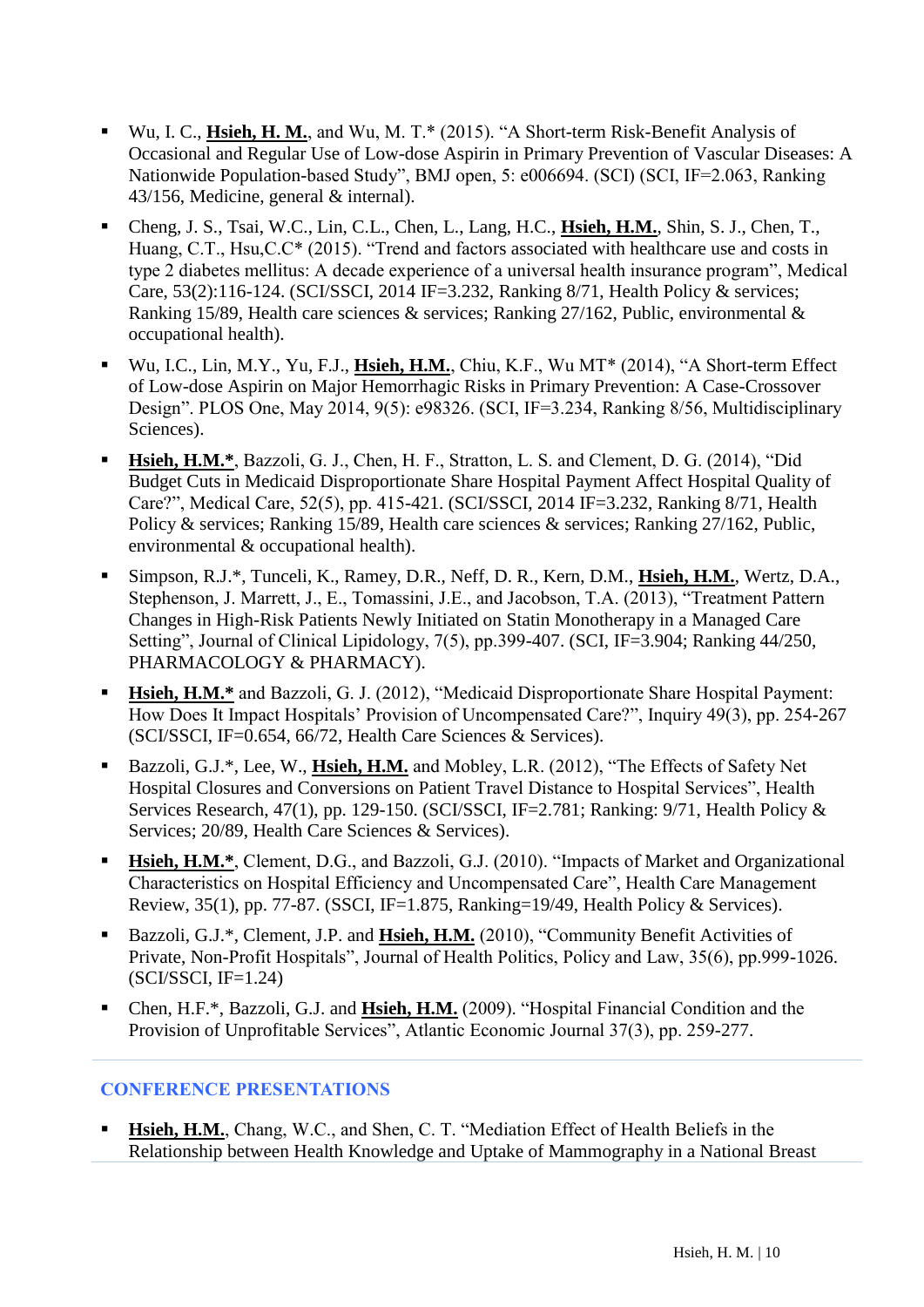- Wu, I. C., **Hsieh, H. M.**, and Wu, M. T.* (2015). "A Short-term Risk-Benefit Analysis of Occasional and Regular Use of Low-dose Aspirin in Primary Prevention of Vascular Diseases: A Nationwide Population-based Study", BMJ open, 5: e006694. (SCI) (SCI, IF=2.063, Ranking 43/156, Medicine, general & internal).
- Cheng, J. S., Tsai, W.C., Lin, C.L., Chen, L., Lang, H.C., **Hsieh, H.M.**, Shin, S. J., Chen, T., Huang, C.T., Hsu,C.C* (2015). "Trend and factors associated with healthcare use and costs in type 2 diabetes mellitus: A decade experience of a universal health insurance program", Medical Care, 53(2):116-124. (SCI/SSCI, 2014 IF=3.232, Ranking 8/71, Health Policy & services; Ranking 15/89, Health care sciences & services; Ranking 27/162, Public, environmental & occupational health).
- Wu, I.C., Lin, M.Y., Yu, F.J., **Hsieh, H.M.**, Chiu, K.F., Wu MT* (2014), "A Short-term Effect of Low-dose Aspirin on Major Hemorrhagic Risks in Primary Prevention: A Case-Crossover Design". PLOS One, May 2014, 9(5): e98326. (SCI, IF=3.234, Ranking 8/56, Multidisciplinary Sciences).
- **Hsieh, H.M.***, Bazzoli, G. J., Chen, H. F., Stratton, L. S. and Clement, D. G. (2014), "Did Budget Cuts in Medicaid Disproportionate Share Hospital Payment Affect Hospital Quality of Care?", Medical Care, 52(5), pp. 415-421. (SCI/SSCI, 2014 IF=3.232, Ranking 8/71, Health Policy & services; Ranking 15/89, Health care sciences & services; Ranking 27/162, Public, environmental & occupational health).
- Simpson, R.J.*, Tunceli, K., Ramey, D.R., Neff, D. R., Kern, D.M., **Hsieh, H.M.**, Wertz, D.A., Stephenson, J. Marrett, J., E., Tomassini, J.E., and Jacobson, T.A. (2013), "Treatment Pattern Changes in High-Risk Patients Newly Initiated on Statin Monotherapy in a Managed Care Setting", Journal of Clinical Lipidology, 7(5), pp.399-407. (SCI, IF=3.904; Ranking 44/250, PHARMACOLOGY & PHARMACY).
- **Hsieh, H.M.*** and Bazzoli, G. J. (2012), "Medicaid Disproportionate Share Hospital Payment: How Does It Impact Hospitals' Provision of Uncompensated Care?", Inquiry 49(3), pp. 254-267 (SCI/SSCI, IF=0.654, 66/72, Health Care Sciences & Services).
- Bazzoli, G.J.*, Lee, W., **Hsieh, H.M.** and Mobley, L.R. (2012), "The Effects of Safety Net Hospital Closures and Conversions on Patient Travel Distance to Hospital Services", Health Services Research, 47(1), pp. 129-150. (SCI/SSCI, IF=2.781; Ranking: 9/71, Health Policy & Services; 20/89, Health Care Sciences & Services).
- **Hsieh, H.M.***, Clement, D.G., and Bazzoli, G.J. (2010). "Impacts of Market and Organizational Characteristics on Hospital Efficiency and Uncompensated Care", Health Care Management Review, 35(1), pp. 77-87. (SSCI, IF=1.875, Ranking=19/49, Health Policy & Services).
- Bazzoli, G.J.*, Clement, J.P. and **Hsieh, H.M.** (2010), "Community Benefit Activities of Private, Non-Profit Hospitals", Journal of Health Politics, Policy and Law, 35(6), pp.999-1026. (SCI/SSCI, IF=1.24)
- Chen, H.F.*, Bazzoli, G.J. and **Hsieh, H.M.** (2009). "Hospital Financial Condition and the Provision of Unprofitable Services", Atlantic Economic Journal 37(3), pp. 259-277.

## CONFERENCE PRESENTATIONS

- **Hsieh, H.M.**, Chang, W.C., and Shen, C. T. "Mediation Effect of Health Beliefs in the Relationship between Health Knowledge and Uptake of Mammography in a National Breast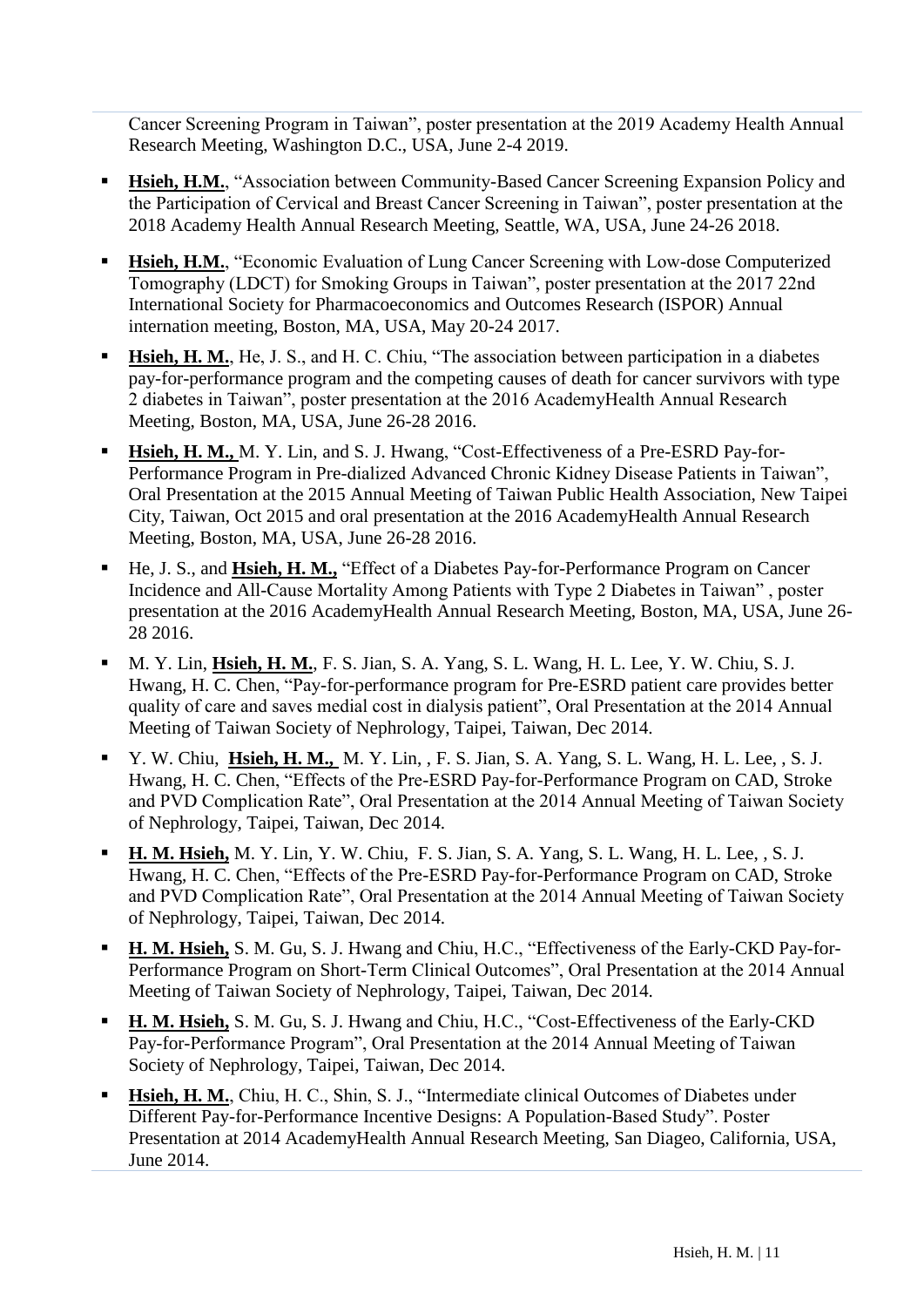Cancer Screening Program in Taiwan", poster presentation at the 2019 Academy Health Annual Research Meeting, Washington D.C., USA, June 2-4 2019.

- **Hsieh, H.M.**, "Association between Community-Based Cancer Screening Expansion Policy and the Participation of Cervical and Breast Cancer Screening in Taiwan", poster presentation at the 2018 Academy Health Annual Research Meeting, Seattle, WA, USA, June 24-26 2018.
- **Hsieh, H.M.**, "Economic Evaluation of Lung Cancer Screening with Low-dose Computerized Tomography (LDCT) for Smoking Groups in Taiwan", poster presentation at the 2017 22nd International Society for Pharmacoeconomics and Outcomes Research (ISPOR) Annual internation meeting, Boston, MA, USA, May 20-24 2017.
- **Hsieh, H. M.**, He, J. S., and H. C. Chiu, "The association between participation in a diabetes pay-for-performance program and the competing causes of death for cancer survivors with type 2 diabetes in Taiwan", poster presentation at the 2016 AcademyHealth Annual Research Meeting, Boston, MA, USA, June 26-28 2016.
- **Hsieh, H. M.,** M. Y. Lin, and S. J. Hwang, "Cost-Effectiveness of a Pre-ESRD Pay-for-Performance Program in Pre-dialized Advanced Chronic Kidney Disease Patients in Taiwan", Oral Presentation at the 2015 Annual Meeting of Taiwan Public Health Association, New Taipei City, Taiwan, Oct 2015 and oral presentation at the 2016 AcademyHealth Annual Research Meeting, Boston, MA, USA, June 26-28 2016.
- He, J. S., and **Hsieh, H. M.,** "Effect of a Diabetes Pay-for-Performance Program on Cancer Incidence and All-Cause Mortality Among Patients with Type 2 Diabetes in Taiwan" , poster presentation at the 2016 AcademyHealth Annual Research Meeting, Boston, MA, USA, June 26-28 2016.
- M. Y. Lin, **Hsieh, H. M.**, F. S. Jian, S. A. Yang, S. L. Wang, H. L. Lee, Y. W. Chiu, S. J. Hwang, H. C. Chen, "Pay-for-performance program for Pre-ESRD patient care provides better quality of care and saves medial cost in dialysis patient", Oral Presentation at the 2014 Annual Meeting of Taiwan Society of Nephrology, Taipei, Taiwan, Dec 2014.
- Y. W. Chiu, **Hsieh, H. M.,** M. Y. Lin, , F. S. Jian, S. A. Yang, S. L. Wang, H. L. Lee, , S. J. Hwang, H. C. Chen, "Effects of the Pre-ESRD Pay-for-Performance Program on CAD, Stroke and PVD Complication Rate", Oral Presentation at the 2014 Annual Meeting of Taiwan Society of Nephrology, Taipei, Taiwan, Dec 2014.
- **H. M. Hsieh,** M. Y. Lin, Y. W. Chiu, F. S. Jian, S. A. Yang, S. L. Wang, H. L. Lee, , S. J. Hwang, H. C. Chen, "Effects of the Pre-ESRD Pay-for-Performance Program on CAD, Stroke and PVD Complication Rate", Oral Presentation at the 2014 Annual Meeting of Taiwan Society of Nephrology, Taipei, Taiwan, Dec 2014.
- **H. M. Hsieh,** S. M. Gu, S. J. Hwang and Chiu, H.C., "Effectiveness of the Early-CKD Pay-for-Performance Program on Short-Term Clinical Outcomes", Oral Presentation at the 2014 Annual Meeting of Taiwan Society of Nephrology, Taipei, Taiwan, Dec 2014.
- **H. M. Hsieh,** S. M. Gu, S. J. Hwang and Chiu, H.C., "Cost-Effectiveness of the Early-CKD Pay-for-Performance Program", Oral Presentation at the 2014 Annual Meeting of Taiwan Society of Nephrology, Taipei, Taiwan, Dec 2014.
- **Hsieh, H. M.**, Chiu, H. C., Shin, S. J., "Intermediate clinical Outcomes of Diabetes under Different Pay-for-Performance Incentive Designs: A Population-Based Study". Poster Presentation at 2014 AcademyHealth Annual Research Meeting, San Diageo, California, USA, June 2014.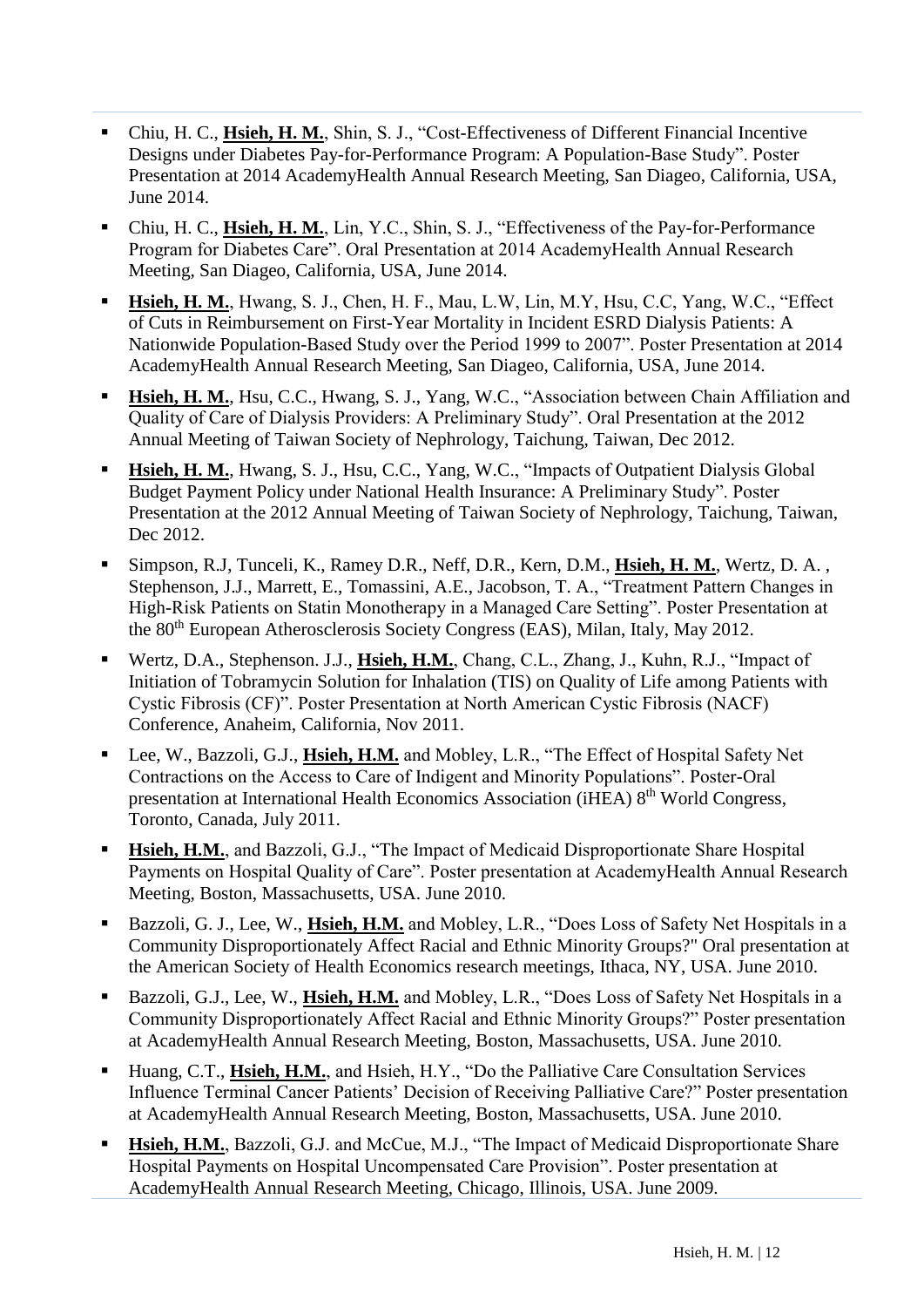- Chiu, H. C., **Hsieh, H. M.**, Shin, S. J., "Cost-Effectiveness of Different Financial Incentive Designs under Diabetes Pay-for-Performance Program: A Population-Base Study". Poster Presentation at 2014 AcademyHealth Annual Research Meeting, San Diageo, California, USA, June 2014.
- Chiu, H. C., **Hsieh, H. M.**, Lin, Y.C., Shin, S. J., "Effectiveness of the Pay-for-Performance Program for Diabetes Care". Oral Presentation at 2014 AcademyHealth Annual Research Meeting, San Diageo, California, USA, June 2014.
- **Hsieh, H. M.**, Hwang, S. J., Chen, H. F., Mau, L.W, Lin, M.Y, Hsu, C.C, Yang, W.C., "Effect of Cuts in Reimbursement on First-Year Mortality in Incident ESRD Dialysis Patients: A Nationwide Population-Based Study over the Period 1999 to 2007". Poster Presentation at 2014 AcademyHealth Annual Research Meeting, San Diageo, California, USA, June 2014.
- **Hsieh, H. M.**, Hsu, C.C., Hwang, S. J., Yang, W.C., "Association between Chain Affiliation and Quality of Care of Dialysis Providers: A Preliminary Study". Oral Presentation at the 2012 Annual Meeting of Taiwan Society of Nephrology, Taichung, Taiwan, Dec 2012.
- **Hsieh, H. M.**, Hwang, S. J., Hsu, C.C., Yang, W.C., "Impacts of Outpatient Dialysis Global Budget Payment Policy under National Health Insurance: A Preliminary Study". Poster Presentation at the 2012 Annual Meeting of Taiwan Society of Nephrology, Taichung, Taiwan, Dec 2012.
- Simpson, R.J, Tunceli, K., Ramey D.R., Neff, D.R., Kern, D.M., **Hsieh, H. M.**, Wertz, D. A. , Stephenson, J.J., Marrett, E., Tomassini, A.E., Jacobson, T. A., "Treatment Pattern Changes in High-Risk Patients on Statin Monotherapy in a Managed Care Setting". Poster Presentation at the 80th European Atherosclerosis Society Congress (EAS), Milan, Italy, May 2012.
- Wertz, D.A., Stephenson. J.J., **Hsieh, H.M.**, Chang, C.L., Zhang, J., Kuhn, R.J., "Impact of Initiation of Tobramycin Solution for Inhalation (TIS) on Quality of Life among Patients with Cystic Fibrosis (CF)". Poster Presentation at North American Cystic Fibrosis (NACF) Conference, Anaheim, California, Nov 2011.
- Lee, W., Bazzoli, G.J., **Hsieh, H.M.** and Mobley, L.R., "The Effect of Hospital Safety Net Contractions on the Access to Care of Indigent and Minority Populations". Poster-Oral presentation at International Health Economics Association (iHEA) 8th World Congress, Toronto, Canada, July 2011.
- **Hsieh, H.M.**, and Bazzoli, G.J., "The Impact of Medicaid Disproportionate Share Hospital Payments on Hospital Quality of Care". Poster presentation at AcademyHealth Annual Research Meeting, Boston, Massachusetts, USA. June 2010.
- Bazzoli, G. J., Lee, W., **Hsieh, H.M.** and Mobley, L.R., "Does Loss of Safety Net Hospitals in a Community Disproportionately Affect Racial and Ethnic Minority Groups?" Oral presentation at the American Society of Health Economics research meetings, Ithaca, NY, USA. June 2010.
- Bazzoli, G.J., Lee, W., **Hsieh, H.M.** and Mobley, L.R., "Does Loss of Safety Net Hospitals in a Community Disproportionately Affect Racial and Ethnic Minority Groups?" Poster presentation at AcademyHealth Annual Research Meeting, Boston, Massachusetts, USA. June 2010.
- Huang, C.T., **Hsieh, H.M.**, and Hsieh, H.Y., "Do the Palliative Care Consultation Services Influence Terminal Cancer Patients' Decision of Receiving Palliative Care?" Poster presentation at AcademyHealth Annual Research Meeting, Boston, Massachusetts, USA. June 2010.
- **Hsieh, H.M.**, Bazzoli, G.J. and McCue, M.J., "The Impact of Medicaid Disproportionate Share Hospital Payments on Hospital Uncompensated Care Provision". Poster presentation at AcademyHealth Annual Research Meeting, Chicago, Illinois, USA. June 2009.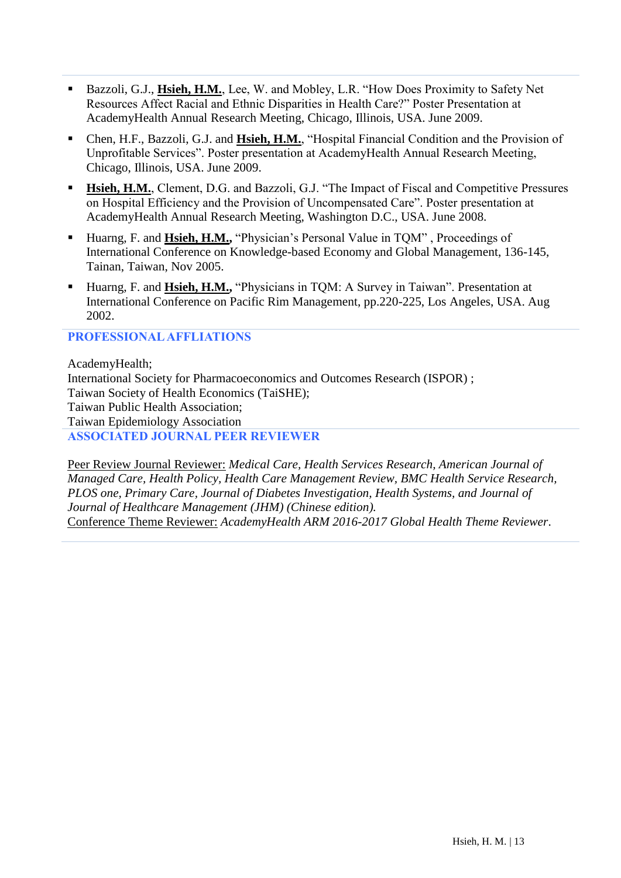- Bazzoli, G.J., **Hsieh, H.M.**, Lee, W. and Mobley, L.R. "How Does Proximity to Safety Net Resources Affect Racial and Ethnic Disparities in Health Care?" Poster Presentation at AcademyHealth Annual Research Meeting, Chicago, Illinois, USA. June 2009.
- Chen, H.F., Bazzoli, G.J. and **Hsieh, H.M.**, "Hospital Financial Condition and the Provision of Unprofitable Services". Poster presentation at AcademyHealth Annual Research Meeting, Chicago, Illinois, USA. June 2009.
- **Hsieh, H.M.**, Clement, D.G. and Bazzoli, G.J. "The Impact of Fiscal and Competitive Pressures on Hospital Efficiency and the Provision of Uncompensated Care". Poster presentation at AcademyHealth Annual Research Meeting, Washington D.C., USA. June 2008.
- Huarng, F. and **Hsieh, H.M.,** "Physician's Personal Value in TQM" , Proceedings of International Conference on Knowledge-based Economy and Global Management, 136-145, Tainan, Taiwan, Nov 2005.
- Huarng, F. and **Hsieh, H.M.,** "Physicians in TQM: A Survey in Taiwan". Presentation at International Conference on Pacific Rim Management, pp.220-225, Los Angeles, USA. Aug 2002.

## PROFESSIONAL AFFLIATIONS

AcademyHealth;
International Society for Pharmacoeconomics and Outcomes Research (ISPOR) ;
Taiwan Society of Health Economics (TaiSHE);
Taiwan Public Health Association;
Taiwan Epidemiology Association

## ASSOCIATED JOURNAL PEER REVIEWER

Peer Review Journal Reviewer: *Medical Care, Health Services Research, American Journal of Managed Care, Health Policy, Health Care Management Review, BMC Health Service Research, PLOS one, Primary Care, Journal of Diabetes Investigation, Health Systems, and Journal of Journal of Healthcare Management (JHM) (Chinese edition).*
Conference Theme Reviewer: *AcademyHealth ARM 2016-2017 Global Health Theme Reviewer*.